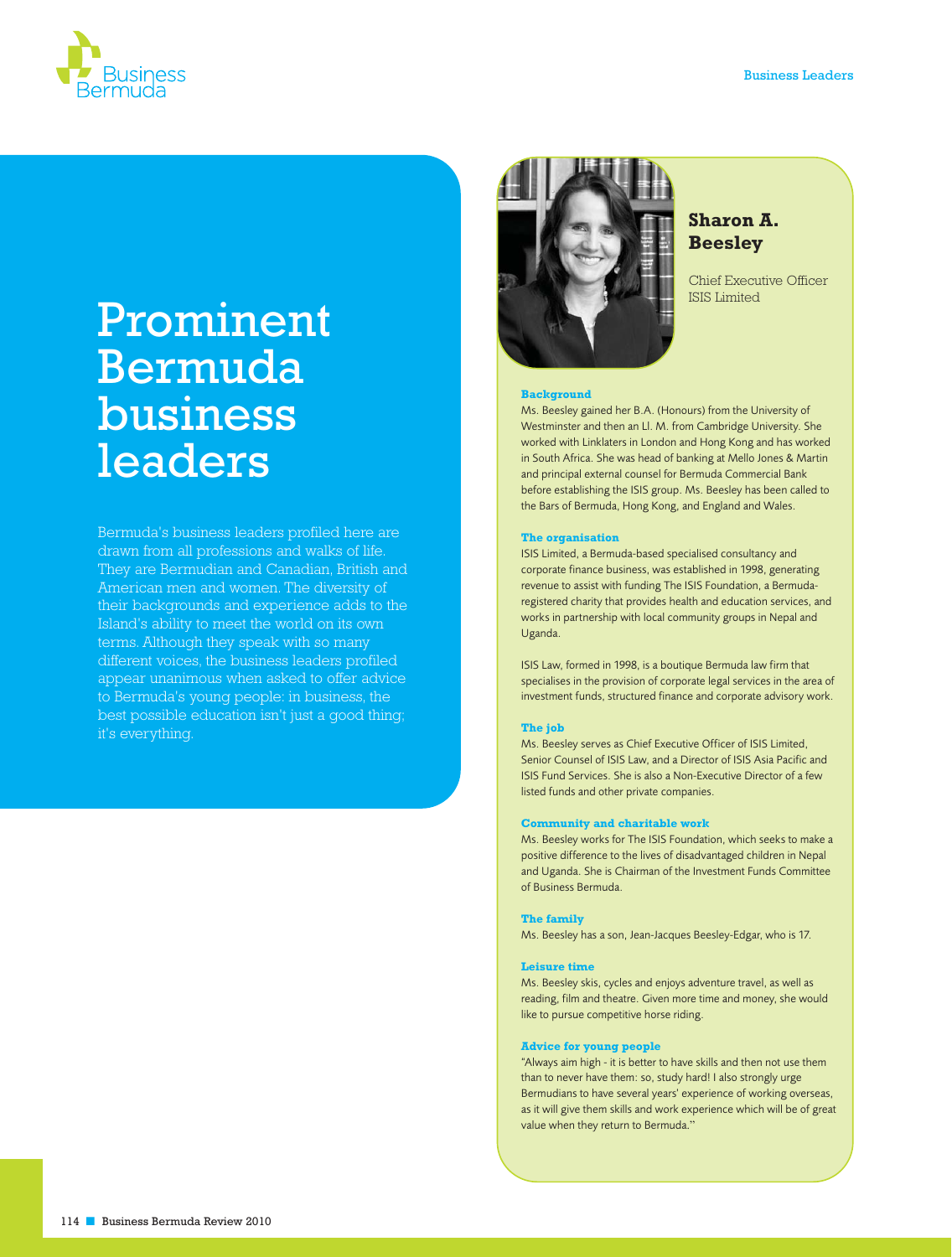# Prominent Bermuda business leaders

Bermuda's business leaders profiled here are drawn from all professions and walks of life. They are Bermudian and Canadian, British and American men and women. The diversity of their backgrounds and experience adds to the Island's ability to meet the world on its own terms. Although they speak with so many different voices, the business leaders profiled appear unanimous when asked to offer advice to Bermuda's young people: in business, the best possible education isn't just a good thing; it's everything.

## Sharon A. Beesley

Chief Executive Officer
ISIS Limited

### Background

Ms. Beesley gained her B.A. (Honours) from the University of Westminster and then an Ll. M. from Cambridge University. She worked with Linklaters in London and Hong Kong and has worked in South Africa. She was head of banking at Mello Jones & Martin and principal external counsel for Bermuda Commercial Bank before establishing the ISIS group. Ms. Beesley has been called to the Bars of Bermuda, Hong Kong, and England and Wales.

### The organisation

ISIS Limited, a Bermuda-based specialised consultancy and corporate finance business, was established in 1998, generating revenue to assist with funding The ISIS Foundation, a Bermuda-registered charity that provides health and education services, and works in partnership with local community groups in Nepal and Uganda.

ISIS Law, formed in 1998, is a boutique Bermuda law firm that specialises in the provision of corporate legal services in the area of investment funds, structured finance and corporate advisory work.

### The job

Ms. Beesley serves as Chief Executive Officer of ISIS Limited, Senior Counsel of ISIS Law, and a Director of ISIS Asia Pacific and ISIS Fund Services. She is also a Non-Executive Director of a few listed funds and other private companies.

### Community and charitable work

Ms. Beesley works for The ISIS Foundation, which seeks to make a positive difference to the lives of disadvantaged children in Nepal and Uganda. She is Chairman of the Investment Funds Committee of Business Bermuda.

### The family

Ms. Beesley has a son, Jean-Jacques Beesley-Edgar, who is 17.

### Leisure time

Ms. Beesley skis, cycles and enjoys adventure travel, as well as reading, film and theatre. Given more time and money, she would like to pursue competitive horse riding.

### Advice for young people

"Always aim high - it is better to have skills and then not use them than to never have them: so, study hard! I also strongly urge Bermudians to have several years' experience of working overseas, as it will give them skills and work experience which will be of great value when they return to Bermuda."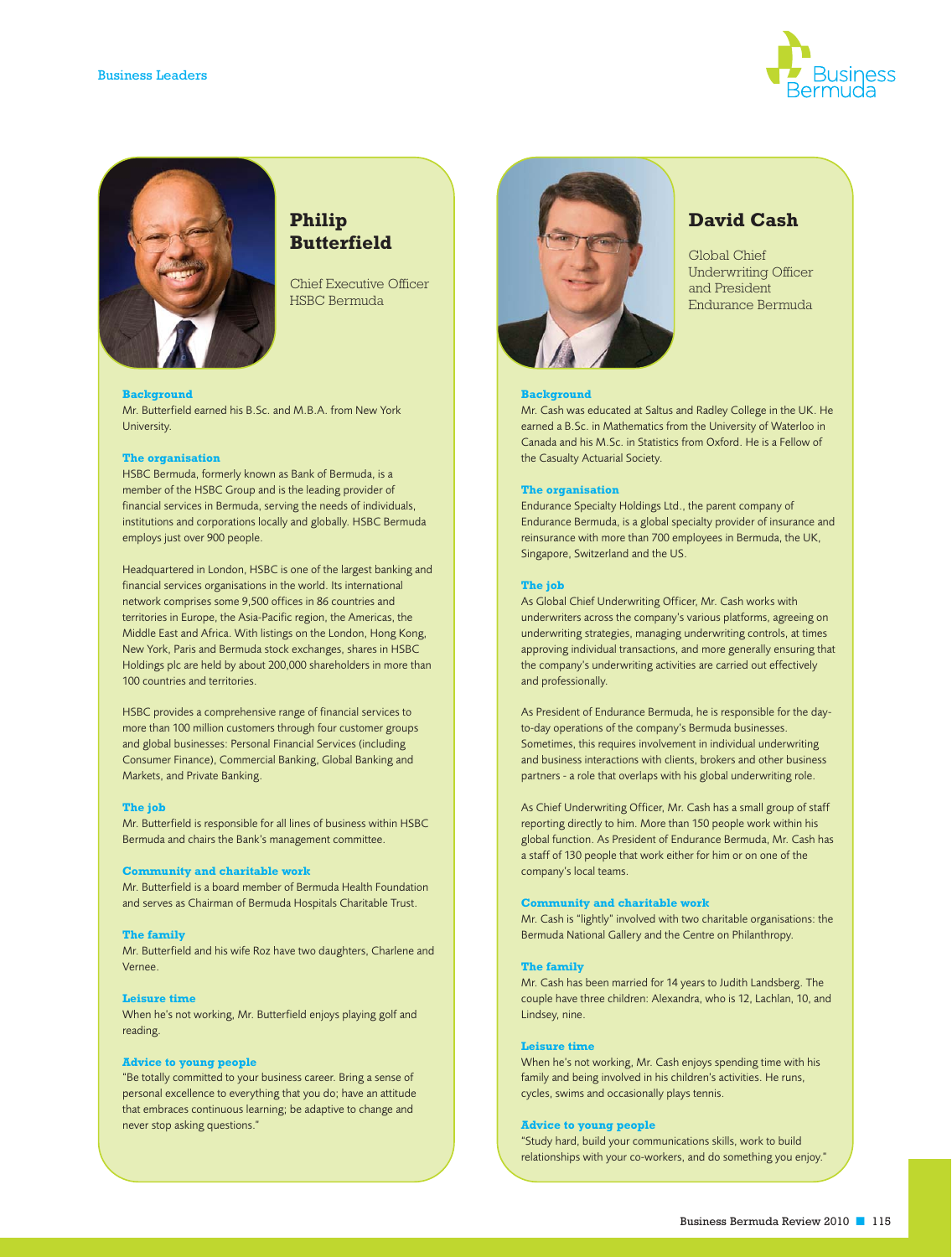## Philip Butterfield

Chief Executive Officer
HSBC Bermuda

**Background**

Mr. Butterfield earned his B.Sc. and M.B.A. from New York University.

**The organisation**

HSBC Bermuda, formerly known as Bank of Bermuda, is a member of the HSBC Group and is the leading provider of financial services in Bermuda, serving the needs of individuals, institutions and corporations locally and globally. HSBC Bermuda employs just over 900 people.

Headquartered in London, HSBC is one of the largest banking and financial services organisations in the world. Its international network comprises some 9,500 offices in 86 countries and territories in Europe, the Asia-Pacific region, the Americas, the Middle East and Africa. With listings on the London, Hong Kong, New York, Paris and Bermuda stock exchanges, shares in HSBC Holdings plc are held by about 200,000 shareholders in more than 100 countries and territories.

HSBC provides a comprehensive range of financial services to more than 100 million customers through four customer groups and global businesses: Personal Financial Services (including Consumer Finance), Commercial Banking, Global Banking and Markets, and Private Banking.

**The job**

Mr. Butterfield is responsible for all lines of business within HSBC Bermuda and chairs the Bank's management committee.

**Community and charitable work**

Mr. Butterfield is a board member of Bermuda Health Foundation and serves as Chairman of Bermuda Hospitals Charitable Trust.

**The family**

Mr. Butterfield and his wife Roz have two daughters, Charlene and Vernee.

**Leisure time**

When he's not working, Mr. Butterfield enjoys playing golf and reading.

**Advice to young people**

"Be totally committed to your business career. Bring a sense of personal excellence to everything that you do; have an attitude that embraces continuous learning; be adaptive to change and never stop asking questions."

## David Cash

Global Chief Underwriting Officer and President
Endurance Bermuda

**Background**

Mr. Cash was educated at Saltus and Radley College in the UK. He earned a B.Sc. in Mathematics from the University of Waterloo in Canada and his M.Sc. in Statistics from Oxford. He is a Fellow of the Casualty Actuarial Society.

**The organisation**

Endurance Specialty Holdings Ltd., the parent company of Endurance Bermuda, is a global specialty provider of insurance and reinsurance with more than 700 employees in Bermuda, the UK, Singapore, Switzerland and the US.

**The job**

As Global Chief Underwriting Officer, Mr. Cash works with underwriters across the company's various platforms, agreeing on underwriting strategies, managing underwriting controls, at times approving individual transactions, and more generally ensuring that the company's underwriting activities are carried out effectively and professionally.

As President of Endurance Bermuda, he is responsible for the day-to-day operations of the company's Bermuda businesses. Sometimes, this requires involvement in individual underwriting and business interactions with clients, brokers and other business partners - a role that overlaps with his global underwriting role.

As Chief Underwriting Officer, Mr. Cash has a small group of staff reporting directly to him. More than 150 people work within his global function. As President of Endurance Bermuda, Mr. Cash has a staff of 130 people that work either for him or on one of the company's local teams.

**Community and charitable work**

Mr. Cash is "lightly" involved with two charitable organisations: the Bermuda National Gallery and the Centre on Philanthropy.

**The family**

Mr. Cash has been married for 14 years to Judith Landsberg. The couple have three children: Alexandra, who is 12, Lachlan, 10, and Lindsey, nine.

**Leisure time**

When he's not working, Mr. Cash enjoys spending time with his family and being involved in his children's activities. He runs, cycles, swims and occasionally plays tennis.

**Advice to young people**

"Study hard, build your communications skills, work to build relationships with your co-workers, and do something you enjoy."